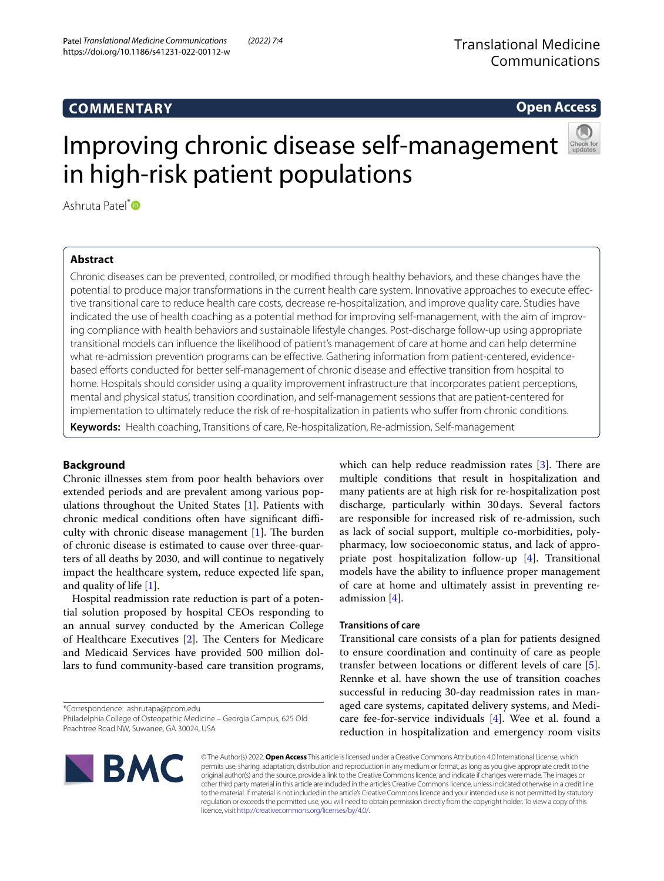COMMENTARY

Open Access

# Improving chronic disease self-management in high-risk patient populations

Ashruta Patel*

## Abstract

Chronic diseases can be prevented, controlled, or modified through healthy behaviors, and these changes have the potential to produce major transformations in the current health care system. Innovative approaches to execute effective transitional care to reduce health care costs, decrease re-hospitalization, and improve quality care. Studies have indicated the use of health coaching as a potential method for improving self-management, with the aim of improving compliance with health behaviors and sustainable lifestyle changes. Post-discharge follow-up using appropriate transitional models can influence the likelihood of patient's management of care at home and can help determine what re-admission prevention programs can be effective. Gathering information from patient-centered, evidence-based efforts conducted for better self-management of chronic disease and effective transition from hospital to home. Hospitals should consider using a quality improvement infrastructure that incorporates patient perceptions, mental and physical status', transition coordination, and self-management sessions that are patient-centered for implementation to ultimately reduce the risk of re-hospitalization in patients who suffer from chronic conditions.

**Keywords:** Health coaching, Transitions of care, Re-hospitalization, Re-admission, Self-management

## Background

Chronic illnesses stem from poor health behaviors over extended periods and are prevalent among various populations throughout the United States [1]. Patients with chronic medical conditions often have significant difficulty with chronic disease management [1]. The burden of chronic disease is estimated to cause over three-quarters of all deaths by 2030, and will continue to negatively impact the healthcare system, reduce expected life span, and quality of life [1].

Hospital readmission rate reduction is part of a potential solution proposed by hospital CEOs responding to an annual survey conducted by the American College of Healthcare Executives [2]. The Centers for Medicare and Medicaid Services have provided 500 million dollars to fund community-based care transition programs, which can help reduce readmission rates [3]. There are multiple conditions that result in hospitalization and many patients are at high risk for re-hospitalization post discharge, particularly within 30 days. Several factors are responsible for increased risk of re-admission, such as lack of social support, multiple co-morbidities, polypharmacy, low socioeconomic status, and lack of appropriate post hospitalization follow-up [4]. Transitional models have the ability to influence proper management of care at home and ultimately assist in preventing re-admission [4].

### Transitions of care

Transitional care consists of a plan for patients designed to ensure coordination and continuity of care as people transfer between locations or different levels of care [5]. Rennke et al. have shown the use of transition coaches successful in reducing 30-day readmission rates in managed care systems, capitated delivery systems, and Medicare fee-for-service individuals [4]. Wee et al. found a reduction in hospitalization and emergency room visits

*Correspondence: ashrutapa@pcom.edu
Philadelphia College of Osteopathic Medicine – Georgia Campus, 625 Old Peachtree Road NW, Suwanee, GA 30024, USA

© The Author(s) 2022. **Open Access** This article is licensed under a Creative Commons Attribution 4.0 International License, which permits use, sharing, adaptation, distribution and reproduction in any medium or format, as long as you give appropriate credit to the original author(s) and the source, provide a link to the Creative Commons licence, and indicate if changes were made. The images or other third party material in this article are included in the article's Creative Commons licence, unless indicated otherwise in a credit line to the material. If material is not included in the article's Creative Commons licence and your intended use is not permitted by statutory regulation or exceeds the permitted use, you will need to obtain permission directly from the copyright holder. To view a copy of this licence, visit http://creativecommons.org/licenses/by/4.0/.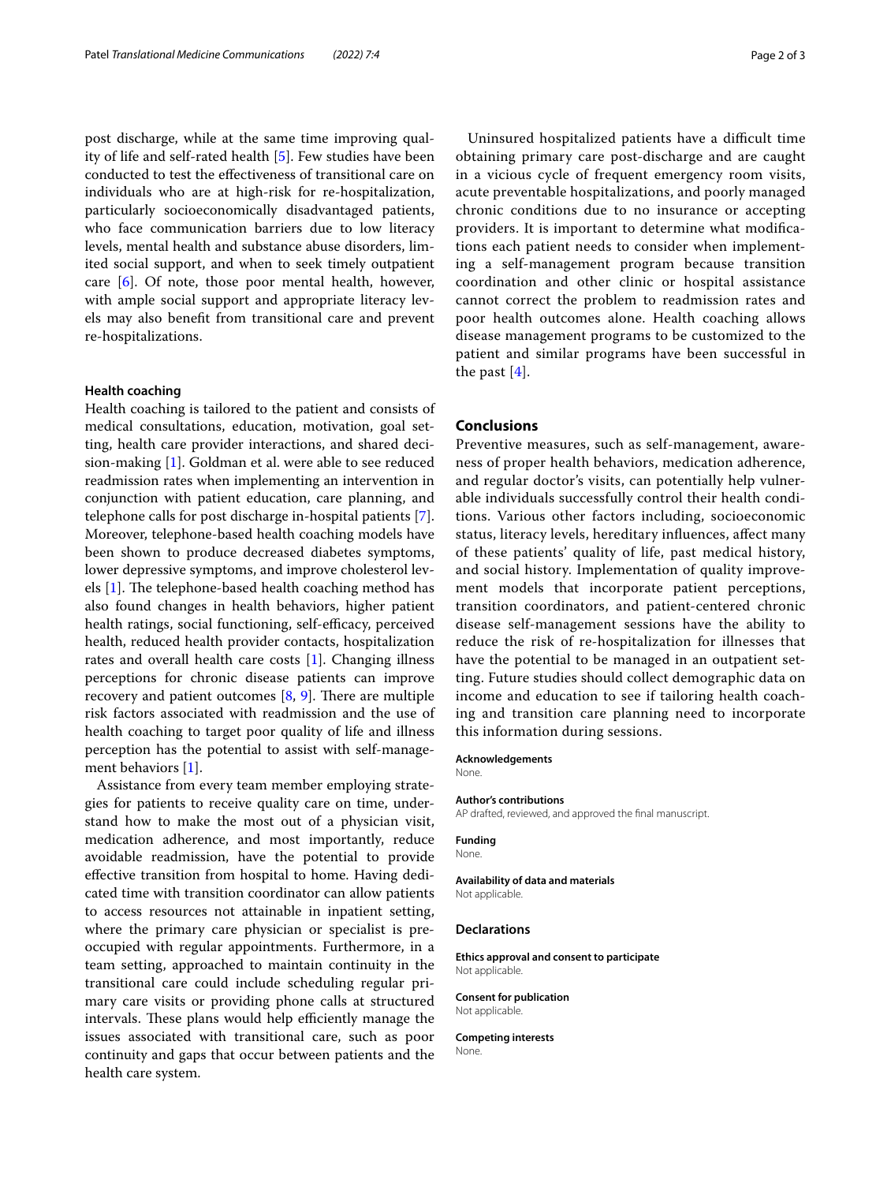post discharge, while at the same time improving quality of life and self-rated health [5]. Few studies have been conducted to test the effectiveness of transitional care on individuals who are at high-risk for re-hospitalization, particularly socioeconomically disadvantaged patients, who face communication barriers due to low literacy levels, mental health and substance abuse disorders, limited social support, and when to seek timely outpatient care [6]. Of note, those poor mental health, however, with ample social support and appropriate literacy levels may also benefit from transitional care and prevent re-hospitalizations.

#### Health coaching

Health coaching is tailored to the patient and consists of medical consultations, education, motivation, goal setting, health care provider interactions, and shared decision-making [1]. Goldman et al. were able to see reduced readmission rates when implementing an intervention in conjunction with patient education, care planning, and telephone calls for post discharge in-hospital patients [7]. Moreover, telephone-based health coaching models have been shown to produce decreased diabetes symptoms, lower depressive symptoms, and improve cholesterol levels [1]. The telephone-based health coaching method has also found changes in health behaviors, higher patient health ratings, social functioning, self-efficacy, perceived health, reduced health provider contacts, hospitalization rates and overall health care costs [1]. Changing illness perceptions for chronic disease patients can improve recovery and patient outcomes [8, 9]. There are multiple risk factors associated with readmission and the use of health coaching to target poor quality of life and illness perception has the potential to assist with self-management behaviors [1].

Assistance from every team member employing strategies for patients to receive quality care on time, understand how to make the most out of a physician visit, medication adherence, and most importantly, reduce avoidable readmission, have the potential to provide effective transition from hospital to home. Having dedicated time with transition coordinator can allow patients to access resources not attainable in inpatient setting, where the primary care physician or specialist is preoccupied with regular appointments. Furthermore, in a team setting, approached to maintain continuity in the transitional care could include scheduling regular primary care visits or providing phone calls at structured intervals. These plans would help efficiently manage the issues associated with transitional care, such as poor continuity and gaps that occur between patients and the health care system.

Uninsured hospitalized patients have a difficult time obtaining primary care post-discharge and are caught in a vicious cycle of frequent emergency room visits, acute preventable hospitalizations, and poorly managed chronic conditions due to no insurance or accepting providers. It is important to determine what modifications each patient needs to consider when implementing a self-management program because transition coordination and other clinic or hospital assistance cannot correct the problem to readmission rates and poor health outcomes alone. Health coaching allows disease management programs to be customized to the patient and similar programs have been successful in the past [4].

## Conclusions

Preventive measures, such as self-management, awareness of proper health behaviors, medication adherence, and regular doctor's visits, can potentially help vulnerable individuals successfully control their health conditions. Various other factors including, socioeconomic status, literacy levels, hereditary influences, affect many of these patients' quality of life, past medical history, and social history. Implementation of quality improvement models that incorporate patient perceptions, transition coordinators, and patient-centered chronic disease self-management sessions have the ability to reduce the risk of re-hospitalization for illnesses that have the potential to be managed in an outpatient setting. Future studies should collect demographic data on income and education to see if tailoring health coaching and transition care planning need to incorporate this information during sessions.

#### Acknowledgements

None.

#### Author's contributions

AP drafted, reviewed, and approved the final manuscript.

#### Funding

None.

#### Availability of data and materials

Not applicable.

### Declarations

#### Ethics approval and consent to participate

Not applicable.

#### Consent for publication

Not applicable.

#### Competing interests

None.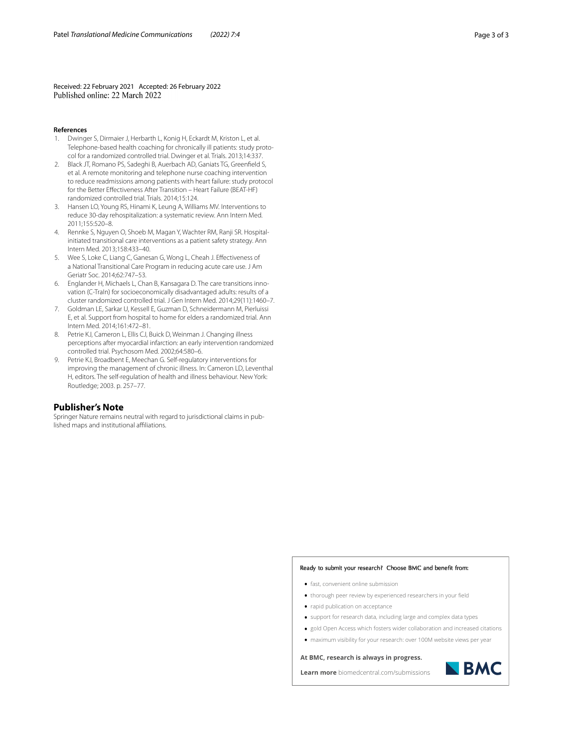Received: 22 February 2021 Accepted: 26 February 2022
Published online: 22 March 2022

**References**

1. Dwinger S, Dirmaier J, Herbarth L, Konig H, Eckardt M, Kriston L, et al. Telephone-based health coaching for chronically ill patients: study protocol for a randomized controlled trial. Dwinger et al. Trials. 2013;14:337.
2. Black JT, Romano PS, Sadeghi B, Auerbach AD, Ganiats TG, Greenfield S, et al. A remote monitoring and telephone nurse coaching intervention to reduce readmissions among patients with heart failure: study protocol for the Better Effectiveness After Transition – Heart Failure (BEAT-HF) randomized controlled trial. Trials. 2014;15:124.
3. Hansen LO, Young RS, Hinami K, Leung A, Williams MV. Interventions to reduce 30-day rehospitalization: a systematic review. Ann Intern Med. 2011;155:520–8.
4. Rennke S, Nguyen O, Shoeb M, Magan Y, Wachter RM, Ranji SR. Hospital-initiated transitional care interventions as a patient safety strategy. Ann Intern Med. 2013;158:433–40.
5. Wee S, Loke C, Liang C, Ganesan G, Wong L, Cheah J. Effectiveness of a National Transitional Care Program in reducing acute care use. J Am Geriatr Soc. 2014;62:747–53.
6. Englander H, Michaels L, Chan B, Kansagara D. The care transitions innovation (C-TraIn) for socioeconomically disadvantaged adults: results of a cluster randomized controlled trial. J Gen Intern Med. 2014;29(11):1460–7.
7. Goldman LE, Sarkar U, Kessell E, Guzman D, Schneidermann M, Pierluissi E, et al. Support from hospital to home for elders a randomized trial. Ann Intern Med. 2014;161:472–81.
8. Petrie KJ, Cameron L, Ellis CJ, Buick D, Weinman J. Changing illness perceptions after myocardial infarction: an early intervention randomized controlled trial. Psychosom Med. 2002;64:580–6.
9. Petrie KJ, Broadbent E, Meechan G. Self-regulatory interventions for improving the management of chronic illness. In: Cameron LD, Leventhal H, editors. The self-regulation of health and illness behaviour. New York: Routledge; 2003. p. 257–77.

## Publisher's Note

Springer Nature remains neutral with regard to jurisdictional claims in published maps and institutional affiliations.

Ready to submit your research? Choose BMC and benefit from:

- fast, convenient online submission
- thorough peer review by experienced researchers in your field
- rapid publication on acceptance
- support for research data, including large and complex data types
- gold Open Access which fosters wider collaboration and increased citations
- maximum visibility for your research: over 100M website views per year

**At BMC, research is always in progress.**

**Learn more** biomedcentral.com/submissions